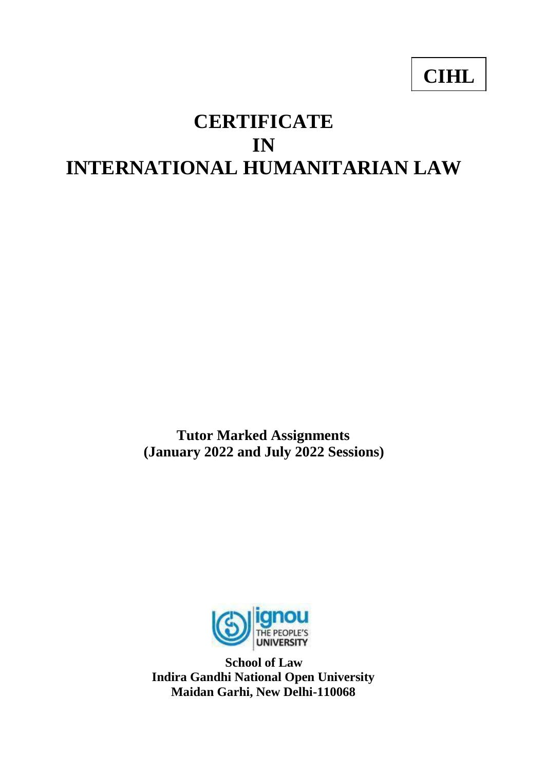**CIHL**

# CERTIFICATE
# IN
# INTERNATIONAL HUMANITARIAN LAW

**Tutor Marked Assignments**
**(January 2022 and July 2022 Sessions)**

ignou
THE PEOPLE'S
UNIVERSITY

**School of Law**
**Indira Gandhi National Open University**
**Maidan Garhi, New Delhi-110068**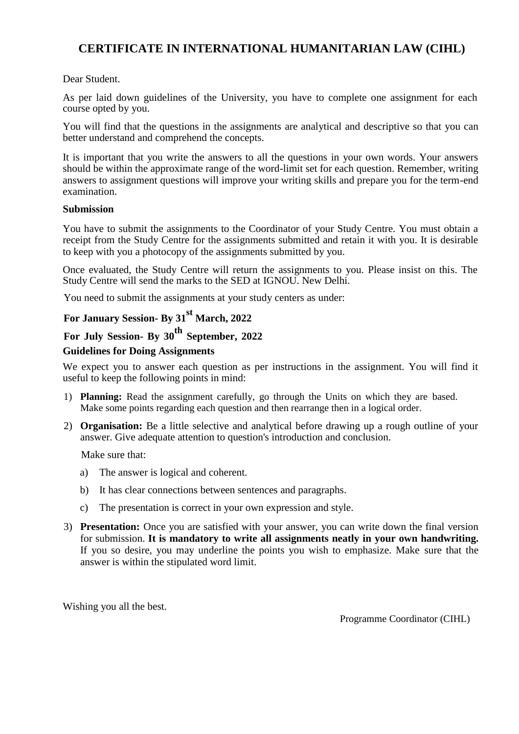# CERTIFICATE IN INTERNATIONAL HUMANITARIAN LAW (CIHL)

Dear Student.

As per laid down guidelines of the University, you have to complete one assignment for each course opted by you.

You will find that the questions in the assignments are analytical and descriptive so that you can better understand and comprehend the concepts.

It is important that you write the answers to all the questions in your own words. Your answers should be within the approximate range of the word-limit set for each question. Remember, writing answers to assignment questions will improve your writing skills and prepare you for the term-end examination.

**Submission**

You have to submit the assignments to the Coordinator of your Study Centre. You must obtain a receipt from the Study Centre for the assignments submitted and retain it with you. It is desirable to keep with you a photocopy of the assignments submitted by you.

Once evaluated, the Study Centre will return the assignments to you. Please insist on this. The Study Centre will send the marks to the SED at IGNOU. New Delhi.

You need to submit the assignments at your study centers as under:

**For January Session- By 31st March, 2022**

**For July Session- By 30th September, 2022**

**Guidelines for Doing Assignments**

We expect you to answer each question as per instructions in the assignment. You will find it useful to keep the following points in mind:

1) **Planning:** Read the assignment carefully, go through the Units on which they are based. Make some points regarding each question and then rearrange then in a logical order.

2) **Organisation:** Be a little selective and analytical before drawing up a rough outline of your answer. Give adequate attention to question's introduction and conclusion.

   Make sure that:

   a) The answer is logical and coherent.

   b) It has clear connections between sentences and paragraphs.

   c) The presentation is correct in your own expression and style.

3) **Presentation:** Once you are satisfied with your answer, you can write down the final version for submission. **It is mandatory to write all assignments neatly in your own handwriting.** If you so desire, you may underline the points you wish to emphasize. Make sure that the answer is within the stipulated word limit.

Wishing you all the best.

Programme Coordinator (CIHL)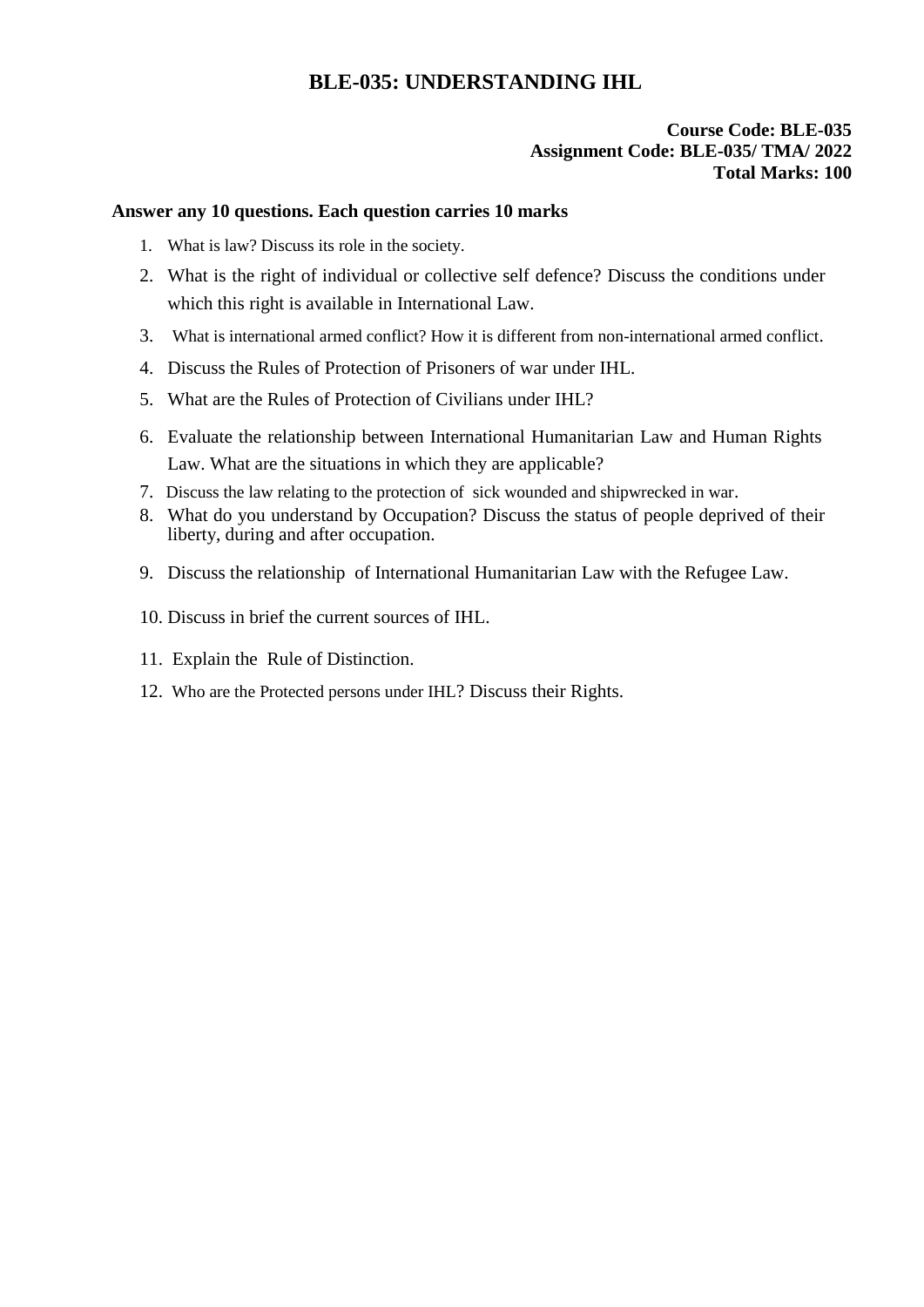# BLE-035: UNDERSTANDING IHL

**Course Code: BLE-035**
**Assignment Code: BLE-035/ TMA/ 2022**
**Total Marks: 100**

**Answer any 10 questions. Each question carries 10 marks**

1. What is law? Discuss its role in the society.
2. What is the right of individual or collective self defence? Discuss the conditions under which this right is available in International Law.
3. What is international armed conflict? How it is different from non-international armed conflict.
4. Discuss the Rules of Protection of Prisoners of war under IHL.
5. What are the Rules of Protection of Civilians under IHL?
6. Evaluate the relationship between International Humanitarian Law and Human Rights Law. What are the situations in which they are applicable?
7. Discuss the law relating to the protection of sick wounded and shipwrecked in war.
8. What do you understand by Occupation? Discuss the status of people deprived of their liberty, during and after occupation.
9. Discuss the relationship of International Humanitarian Law with the Refugee Law.
10. Discuss in brief the current sources of IHL.
11. Explain the Rule of Distinction.
12. Who are the Protected persons under IHL? Discuss their Rights.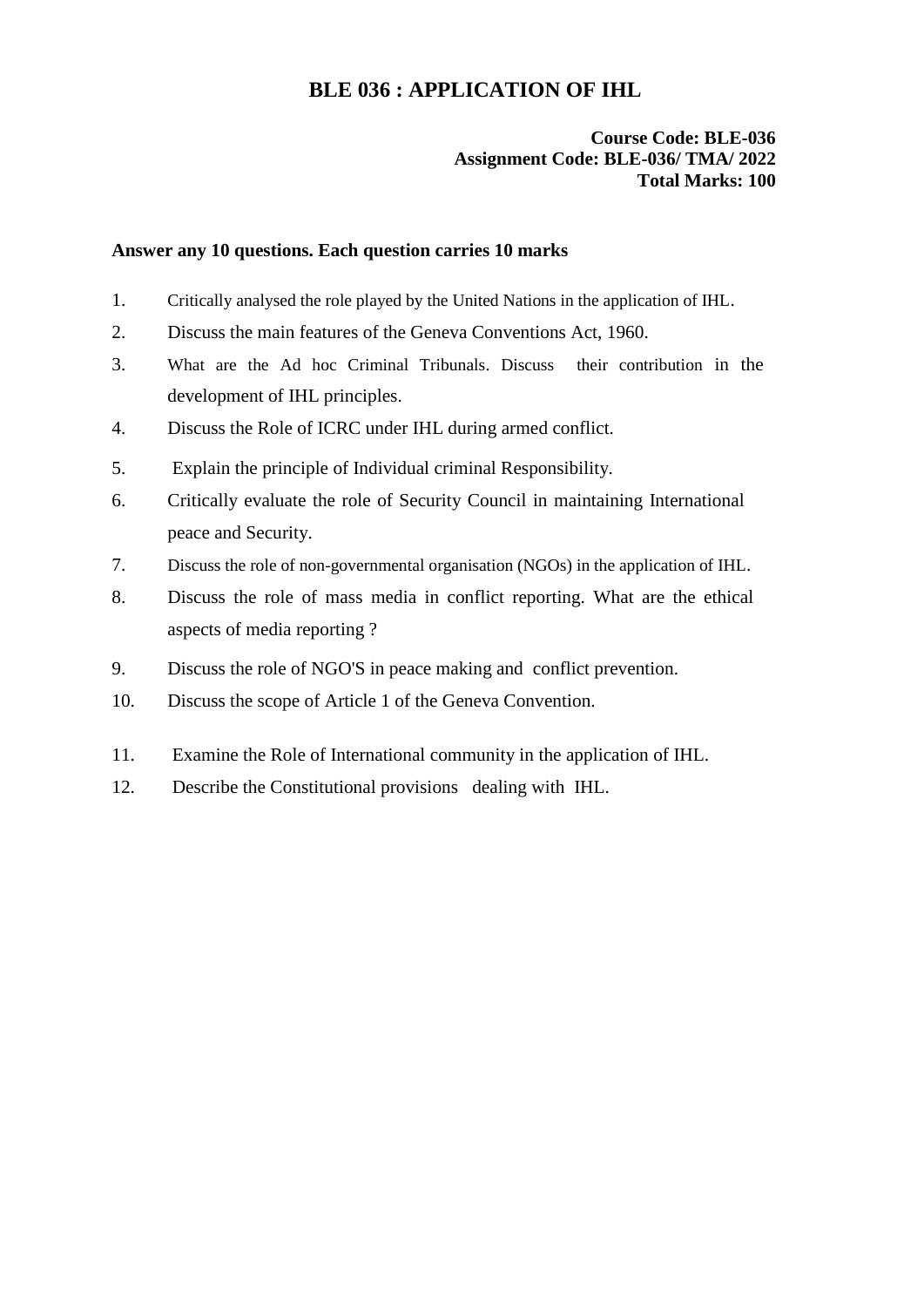# BLE 036 : APPLICATION OF IHL

**Course Code: BLE-036**
**Assignment Code: BLE-036/ TMA/ 2022**
**Total Marks: 100**

**Answer any 10 questions. Each question carries 10 marks**

1. Critically analysed the role played by the United Nations in the application of IHL.
2. Discuss the main features of the Geneva Conventions Act, 1960.
3. What are the Ad hoc Criminal Tribunals. Discuss their contribution in the development of IHL principles.
4. Discuss the Role of ICRC under IHL during armed conflict.
5. Explain the principle of Individual criminal Responsibility.
6. Critically evaluate the role of Security Council in maintaining International peace and Security.
7. Discuss the role of non-governmental organisation (NGOs) in the application of IHL.
8. Discuss the role of mass media in conflict reporting. What are the ethical aspects of media reporting ?
9. Discuss the role of NGO'S in peace making and conflict prevention.
10. Discuss the scope of Article 1 of the Geneva Convention.
11. Examine the Role of International community in the application of IHL.
12. Describe the Constitutional provisions dealing with IHL.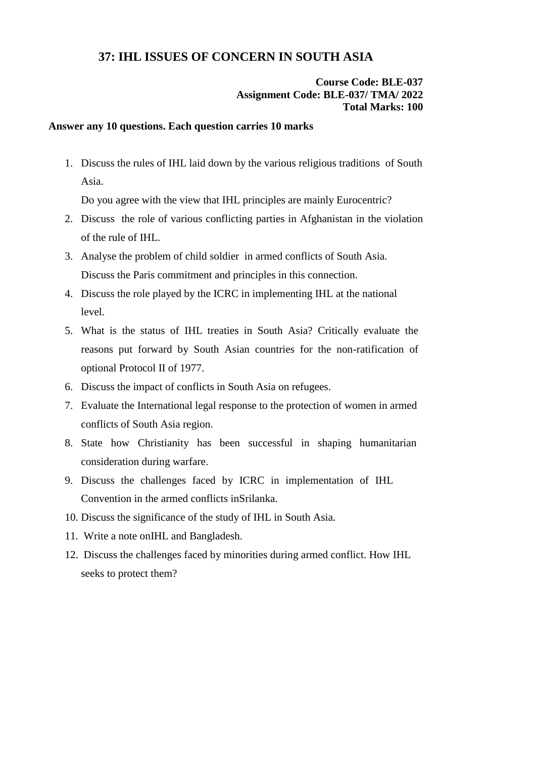# 37: IHL ISSUES OF CONCERN IN SOUTH ASIA

**Course Code: BLE-037**
**Assignment Code: BLE-037/ TMA/ 2022**
**Total Marks: 100**

**Answer any 10 questions. Each question carries 10 marks**

1. Discuss the rules of IHL laid down by the various religious traditions of South Asia.

   Do you agree with the view that IHL principles are mainly Eurocentric?
2. Discuss the role of various conflicting parties in Afghanistan in the violation of the rule of IHL.
3. Analyse the problem of child soldier in armed conflicts of South Asia. Discuss the Paris commitment and principles in this connection.
4. Discuss the role played by the ICRC in implementing IHL at the national level.
5. What is the status of IHL treaties in South Asia? Critically evaluate the reasons put forward by South Asian countries for the non-ratification of optional Protocol II of 1977.
6. Discuss the impact of conflicts in South Asia on refugees.
7. Evaluate the International legal response to the protection of women in armed conflicts of South Asia region.
8. State how Christianity has been successful in shaping humanitarian consideration during warfare.
9. Discuss the challenges faced by ICRC in implementation of IHL Convention in the armed conflicts inSrilanka.
10. Discuss the significance of the study of IHL in South Asia.
11. Write a note onIHL and Bangladesh.
12. Discuss the challenges faced by minorities during armed conflict. How IHL seeks to protect them?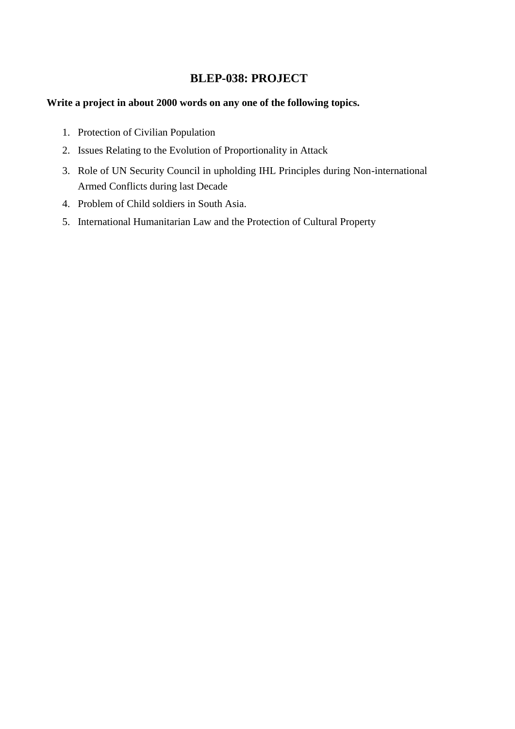# BLEP-038: PROJECT

**Write a project in about 2000 words on any one of the following topics.**

1. Protection of Civilian Population
2. Issues Relating to the Evolution of Proportionality in Attack
3. Role of UN Security Council in upholding IHL Principles during Non-international Armed Conflicts during last Decade
4. Problem of Child soldiers in South Asia.
5. International Humanitarian Law and the Protection of Cultural Property